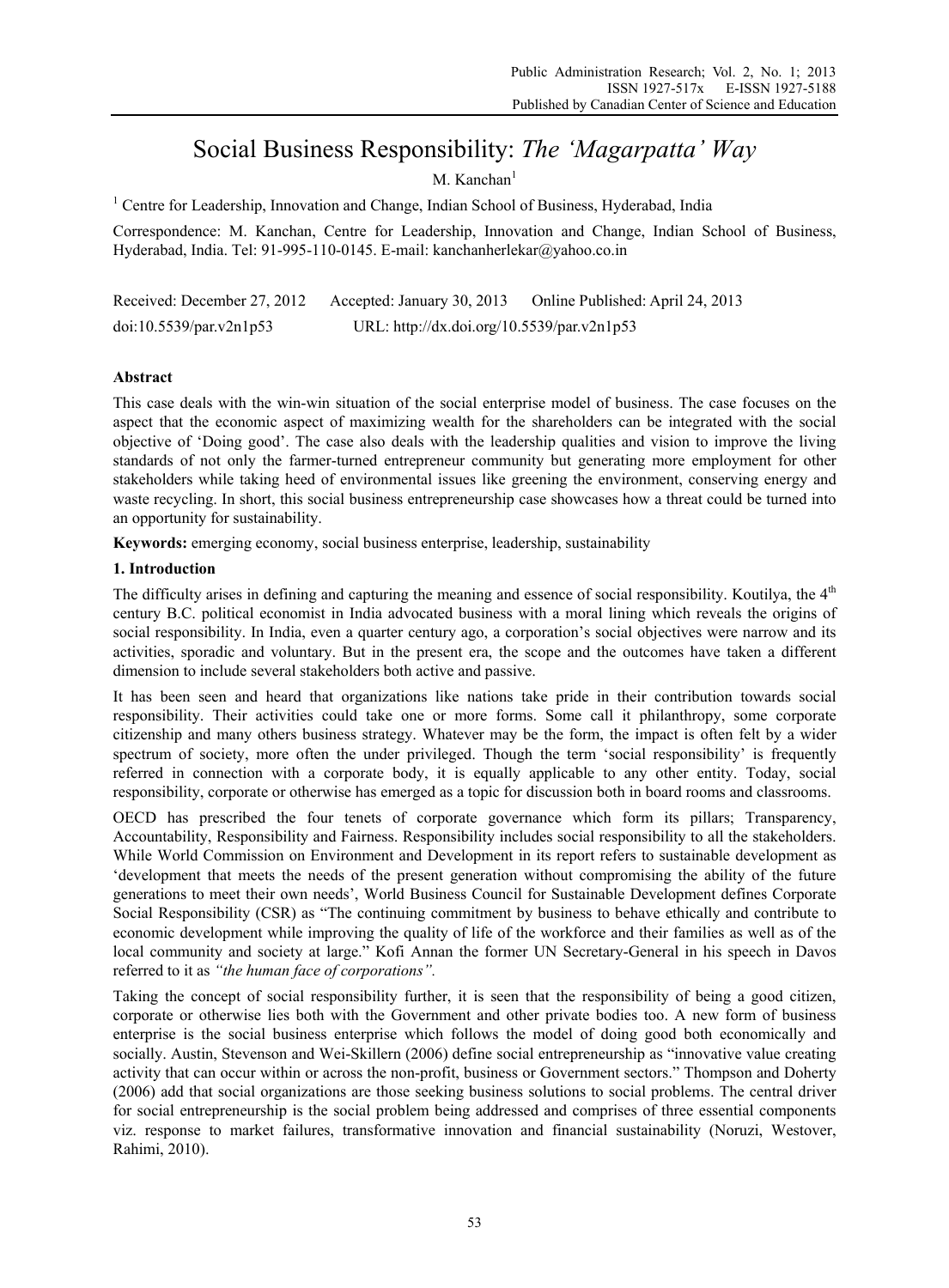# Social Business Responsibility: *The 'Magarpatta' Way*

M. Kanchan[1]

[1] Centre for Leadership, Innovation and Change, Indian School of Business, Hyderabad, India

Correspondence: M. Kanchan, Centre for Leadership, Innovation and Change, Indian School of Business, Hyderabad, India. Tel: 91-995-110-0145. E-mail: kanchanherlekar@yahoo.co.in

Received: December 27, 2012 Accepted: January 30, 2013 Online Published: April 24, 2013

doi:10.5539/par.v2n1p53 URL: http://dx.doi.org/10.5539/par.v2n1p53

## Abstract

This case deals with the win-win situation of the social enterprise model of business. The case focuses on the aspect that the economic aspect of maximizing wealth for the shareholders can be integrated with the social objective of 'Doing good'. The case also deals with the leadership qualities and vision to improve the living standards of not only the farmer-turned entrepreneur community but generating more employment for other stakeholders while taking heed of environmental issues like greening the environment, conserving energy and waste recycling. In short, this social business entrepreneurship case showcases how a threat could be turned into an opportunity for sustainability.

**Keywords:** emerging economy, social business enterprise, leadership, sustainability

## 1. Introduction

The difficulty arises in defining and capturing the meaning and essence of social responsibility. Koutilya, the 4th century B.C. political economist in India advocated business with a moral lining which reveals the origins of social responsibility. In India, even a quarter century ago, a corporation's social objectives were narrow and its activities, sporadic and voluntary. But in the present era, the scope and the outcomes have taken a different dimension to include several stakeholders both active and passive.

It has been seen and heard that organizations like nations take pride in their contribution towards social responsibility. Their activities could take one or more forms. Some call it philanthropy, some corporate citizenship and many others business strategy. Whatever may be the form, the impact is often felt by a wider spectrum of society, more often the under privileged. Though the term 'social responsibility' is frequently referred in connection with a corporate body, it is equally applicable to any other entity. Today, social responsibility, corporate or otherwise has emerged as a topic for discussion both in board rooms and classrooms.

OECD has prescribed the four tenets of corporate governance which form its pillars; Transparency, Accountability, Responsibility and Fairness. Responsibility includes social responsibility to all the stakeholders. While World Commission on Environment and Development in its report refers to sustainable development as 'development that meets the needs of the present generation without compromising the ability of the future generations to meet their own needs', World Business Council for Sustainable Development defines Corporate Social Responsibility (CSR) as "The continuing commitment by business to behave ethically and contribute to economic development while improving the quality of life of the workforce and their families as well as of the local community and society at large." Kofi Annan the former UN Secretary-General in his speech in Davos referred to it as *"the human face of corporations".*

Taking the concept of social responsibility further, it is seen that the responsibility of being a good citizen, corporate or otherwise lies both with the Government and other private bodies too. A new form of business enterprise is the social business enterprise which follows the model of doing good both economically and socially. Austin, Stevenson and Wei-Skillern (2006) define social entrepreneurship as "innovative value creating activity that can occur within or across the non-profit, business or Government sectors." Thompson and Doherty (2006) add that social organizations are those seeking business solutions to social problems. The central driver for social entrepreneurship is the social problem being addressed and comprises of three essential components viz. response to market failures, transformative innovation and financial sustainability (Noruzi, Westover, Rahimi, 2010).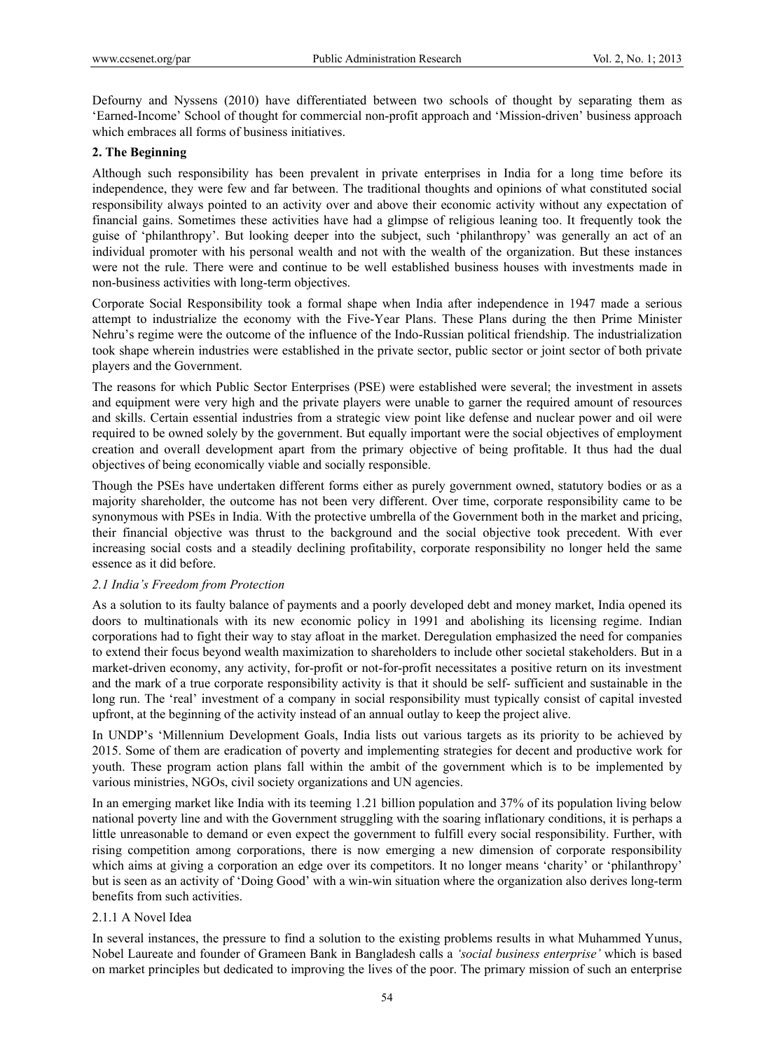Defourny and Nyssens (2010) have differentiated between two schools of thought by separating them as 'Earned-Income' School of thought for commercial non-profit approach and 'Mission-driven' business approach which embraces all forms of business initiatives.

## 2. The Beginning

Although such responsibility has been prevalent in private enterprises in India for a long time before its independence, they were few and far between. The traditional thoughts and opinions of what constituted social responsibility always pointed to an activity over and above their economic activity without any expectation of financial gains. Sometimes these activities have had a glimpse of religious leaning too. It frequently took the guise of 'philanthropy'. But looking deeper into the subject, such 'philanthropy' was generally an act of an individual promoter with his personal wealth and not with the wealth of the organization. But these instances were not the rule. There were and continue to be well established business houses with investments made in non-business activities with long-term objectives.

Corporate Social Responsibility took a formal shape when India after independence in 1947 made a serious attempt to industrialize the economy with the Five-Year Plans. These Plans during the then Prime Minister Nehru's regime were the outcome of the influence of the Indo-Russian political friendship. The industrialization took shape wherein industries were established in the private sector, public sector or joint sector of both private players and the Government.

The reasons for which Public Sector Enterprises (PSE) were established were several; the investment in assets and equipment were very high and the private players were unable to garner the required amount of resources and skills. Certain essential industries from a strategic view point like defense and nuclear power and oil were required to be owned solely by the government. But equally important were the social objectives of employment creation and overall development apart from the primary objective of being profitable. It thus had the dual objectives of being economically viable and socially responsible.

Though the PSEs have undertaken different forms either as purely government owned, statutory bodies or as a majority shareholder, the outcome has not been very different. Over time, corporate responsibility came to be synonymous with PSEs in India. With the protective umbrella of the Government both in the market and pricing, their financial objective was thrust to the background and the social objective took precedent. With ever increasing social costs and a steadily declining profitability, corporate responsibility no longer held the same essence as it did before.

### *2.1 India's Freedom from Protection*

As a solution to its faulty balance of payments and a poorly developed debt and money market, India opened its doors to multinationals with its new economic policy in 1991 and abolishing its licensing regime. Indian corporations had to fight their way to stay afloat in the market. Deregulation emphasized the need for companies to extend their focus beyond wealth maximization to shareholders to include other societal stakeholders. But in a market-driven economy, any activity, for-profit or not-for-profit necessitates a positive return on its investment and the mark of a true corporate responsibility activity is that it should be self- sufficient and sustainable in the long run. The 'real' investment of a company in social responsibility must typically consist of capital invested upfront, at the beginning of the activity instead of an annual outlay to keep the project alive.

In UNDP's 'Millennium Development Goals, India lists out various targets as its priority to be achieved by 2015. Some of them are eradication of poverty and implementing strategies for decent and productive work for youth. These program action plans fall within the ambit of the government which is to be implemented by various ministries, NGOs, civil society organizations and UN agencies.

In an emerging market like India with its teeming 1.21 billion population and 37% of its population living below national poverty line and with the Government struggling with the soaring inflationary conditions, it is perhaps a little unreasonable to demand or even expect the government to fulfill every social responsibility. Further, with rising competition among corporations, there is now emerging a new dimension of corporate responsibility which aims at giving a corporation an edge over its competitors. It no longer means 'charity' or 'philanthropy' but is seen as an activity of 'Doing Good' with a win-win situation where the organization also derives long-term benefits from such activities.

#### 2.1.1 A Novel Idea

In several instances, the pressure to find a solution to the existing problems results in what Muhammed Yunus, Nobel Laureate and founder of Grameen Bank in Bangladesh calls a *'social business enterprise'* which is based on market principles but dedicated to improving the lives of the poor. The primary mission of such an enterprise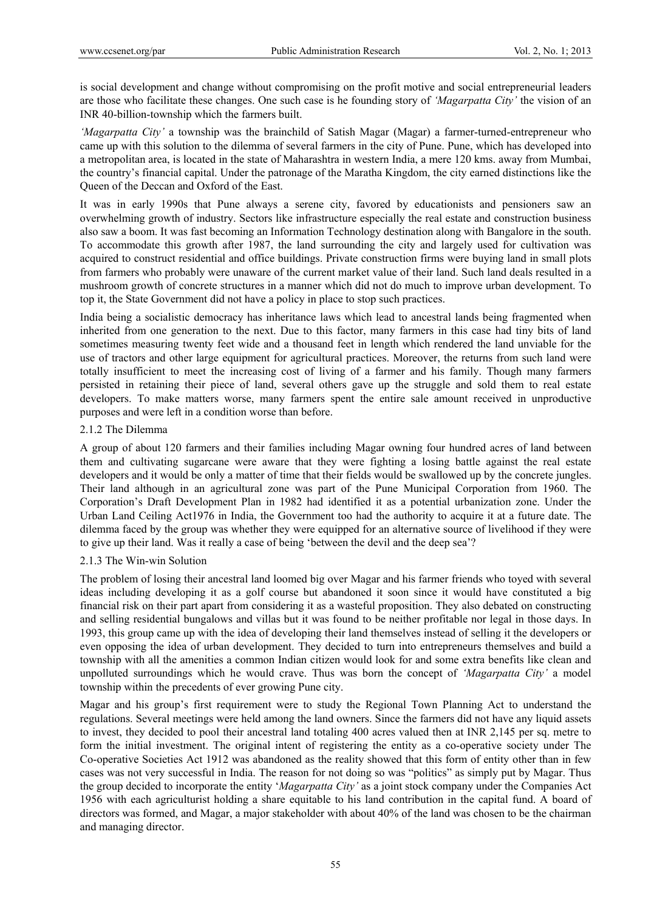is social development and change without compromising on the profit motive and social entrepreneurial leaders are those who facilitate these changes. One such case is he founding story of *'Magarpatta City'* the vision of an INR 40-billion-township which the farmers built.

*'Magarpatta City'* a township was the brainchild of Satish Magar (Magar) a farmer-turned-entrepreneur who came up with this solution to the dilemma of several farmers in the city of Pune. Pune, which has developed into a metropolitan area, is located in the state of Maharashtra in western India, a mere 120 kms. away from Mumbai, the country's financial capital. Under the patronage of the Maratha Kingdom, the city earned distinctions like the Queen of the Deccan and Oxford of the East.

It was in early 1990s that Pune always a serene city, favored by educationists and pensioners saw an overwhelming growth of industry. Sectors like infrastructure especially the real estate and construction business also saw a boom. It was fast becoming an Information Technology destination along with Bangalore in the south. To accommodate this growth after 1987, the land surrounding the city and largely used for cultivation was acquired to construct residential and office buildings. Private construction firms were buying land in small plots from farmers who probably were unaware of the current market value of their land. Such land deals resulted in a mushroom growth of concrete structures in a manner which did not do much to improve urban development. To top it, the State Government did not have a policy in place to stop such practices.

India being a socialistic democracy has inheritance laws which lead to ancestral lands being fragmented when inherited from one generation to the next. Due to this factor, many farmers in this case had tiny bits of land sometimes measuring twenty feet wide and a thousand feet in length which rendered the land unviable for the use of tractors and other large equipment for agricultural practices. Moreover, the returns from such land were totally insufficient to meet the increasing cost of living of a farmer and his family. Though many farmers persisted in retaining their piece of land, several others gave up the struggle and sold them to real estate developers. To make matters worse, many farmers spent the entire sale amount received in unproductive purposes and were left in a condition worse than before.

#### 2.1.2 The Dilemma

A group of about 120 farmers and their families including Magar owning four hundred acres of land between them and cultivating sugarcane were aware that they were fighting a losing battle against the real estate developers and it would be only a matter of time that their fields would be swallowed up by the concrete jungles. Their land although in an agricultural zone was part of the Pune Municipal Corporation from 1960. The Corporation's Draft Development Plan in 1982 had identified it as a potential urbanization zone. Under the Urban Land Ceiling Act1976 in India, the Government too had the authority to acquire it at a future date. The dilemma faced by the group was whether they were equipped for an alternative source of livelihood if they were to give up their land. Was it really a case of being 'between the devil and the deep sea'?

#### 2.1.3 The Win-win Solution

The problem of losing their ancestral land loomed big over Magar and his farmer friends who toyed with several ideas including developing it as a golf course but abandoned it soon since it would have constituted a big financial risk on their part apart from considering it as a wasteful proposition. They also debated on constructing and selling residential bungalows and villas but it was found to be neither profitable nor legal in those days. In 1993, this group came up with the idea of developing their land themselves instead of selling it the developers or even opposing the idea of urban development. They decided to turn into entrepreneurs themselves and build a township with all the amenities a common Indian citizen would look for and some extra benefits like clean and unpolluted surroundings which he would crave. Thus was born the concept of *'Magarpatta City'* a model township within the precedents of ever growing Pune city.

Magar and his group's first requirement were to study the Regional Town Planning Act to understand the regulations. Several meetings were held among the land owners. Since the farmers did not have any liquid assets to invest, they decided to pool their ancestral land totaling 400 acres valued then at INR 2,145 per sq. metre to form the initial investment. The original intent of registering the entity as a co-operative society under The Co-operative Societies Act 1912 was abandoned as the reality showed that this form of entity other than in few cases was not very successful in India. The reason for not doing so was "politics" as simply put by Magar. Thus the group decided to incorporate the entity '*Magarpatta City'* as a joint stock company under the Companies Act 1956 with each agriculturist holding a share equitable to his land contribution in the capital fund. A board of directors was formed, and Magar, a major stakeholder with about 40% of the land was chosen to be the chairman and managing director.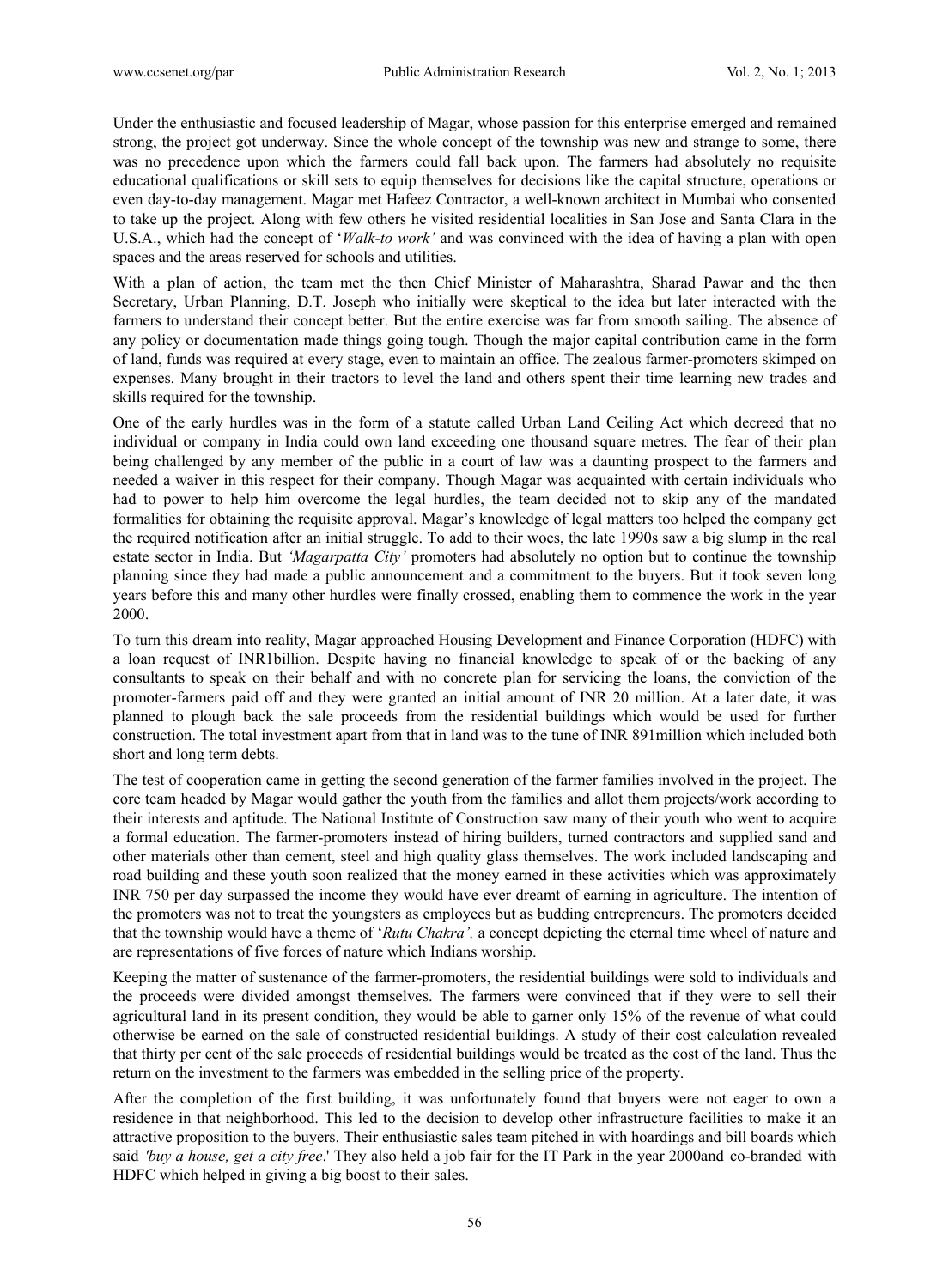Under the enthusiastic and focused leadership of Magar, whose passion for this enterprise emerged and remained strong, the project got underway. Since the whole concept of the township was new and strange to some, there was no precedence upon which the farmers could fall back upon. The farmers had absolutely no requisite educational qualifications or skill sets to equip themselves for decisions like the capital structure, operations or even day-to-day management. Magar met Hafeez Contractor, a well-known architect in Mumbai who consented to take up the project. Along with few others he visited residential localities in San Jose and Santa Clara in the U.S.A., which had the concept of '*Walk-to work'* and was convinced with the idea of having a plan with open spaces and the areas reserved for schools and utilities.

With a plan of action, the team met the then Chief Minister of Maharashtra, Sharad Pawar and the then Secretary, Urban Planning, D.T. Joseph who initially were skeptical to the idea but later interacted with the farmers to understand their concept better. But the entire exercise was far from smooth sailing. The absence of any policy or documentation made things going tough. Though the major capital contribution came in the form of land, funds was required at every stage, even to maintain an office. The zealous farmer-promoters skimped on expenses. Many brought in their tractors to level the land and others spent their time learning new trades and skills required for the township.

One of the early hurdles was in the form of a statute called Urban Land Ceiling Act which decreed that no individual or company in India could own land exceeding one thousand square metres. The fear of their plan being challenged by any member of the public in a court of law was a daunting prospect to the farmers and needed a waiver in this respect for their company. Though Magar was acquainted with certain individuals who had to power to help him overcome the legal hurdles, the team decided not to skip any of the mandated formalities for obtaining the requisite approval. Magar's knowledge of legal matters too helped the company get the required notification after an initial struggle. To add to their woes, the late 1990s saw a big slump in the real estate sector in India. But *'Magarpatta City'* promoters had absolutely no option but to continue the township planning since they had made a public announcement and a commitment to the buyers. But it took seven long years before this and many other hurdles were finally crossed, enabling them to commence the work in the year 2000.

To turn this dream into reality, Magar approached Housing Development and Finance Corporation (HDFC) with a loan request of INR1billion. Despite having no financial knowledge to speak of or the backing of any consultants to speak on their behalf and with no concrete plan for servicing the loans, the conviction of the promoter-farmers paid off and they were granted an initial amount of INR 20 million. At a later date, it was planned to plough back the sale proceeds from the residential buildings which would be used for further construction. The total investment apart from that in land was to the tune of INR 891million which included both short and long term debts.

The test of cooperation came in getting the second generation of the farmer families involved in the project. The core team headed by Magar would gather the youth from the families and allot them projects/work according to their interests and aptitude. The National Institute of Construction saw many of their youth who went to acquire a formal education. The farmer-promoters instead of hiring builders, turned contractors and supplied sand and other materials other than cement, steel and high quality glass themselves. The work included landscaping and road building and these youth soon realized that the money earned in these activities which was approximately INR 750 per day surpassed the income they would have ever dreamt of earning in agriculture. The intention of the promoters was not to treat the youngsters as employees but as budding entrepreneurs. The promoters decided that the township would have a theme of '*Rutu Chakra',* a concept depicting the eternal time wheel of nature and are representations of five forces of nature which Indians worship.

Keeping the matter of sustenance of the farmer-promoters, the residential buildings were sold to individuals and the proceeds were divided amongst themselves. The farmers were convinced that if they were to sell their agricultural land in its present condition, they would be able to garner only 15% of the revenue of what could otherwise be earned on the sale of constructed residential buildings. A study of their cost calculation revealed that thirty per cent of the sale proceeds of residential buildings would be treated as the cost of the land. Thus the return on the investment to the farmers was embedded in the selling price of the property.

After the completion of the first building, it was unfortunately found that buyers were not eager to own a residence in that neighborhood. This led to the decision to develop other infrastructure facilities to make it an attractive proposition to the buyers. Their enthusiastic sales team pitched in with hoardings and bill boards which said *'buy a house, get a city free*.' They also held a job fair for the IT Park in the year 2000and co-branded with HDFC which helped in giving a big boost to their sales.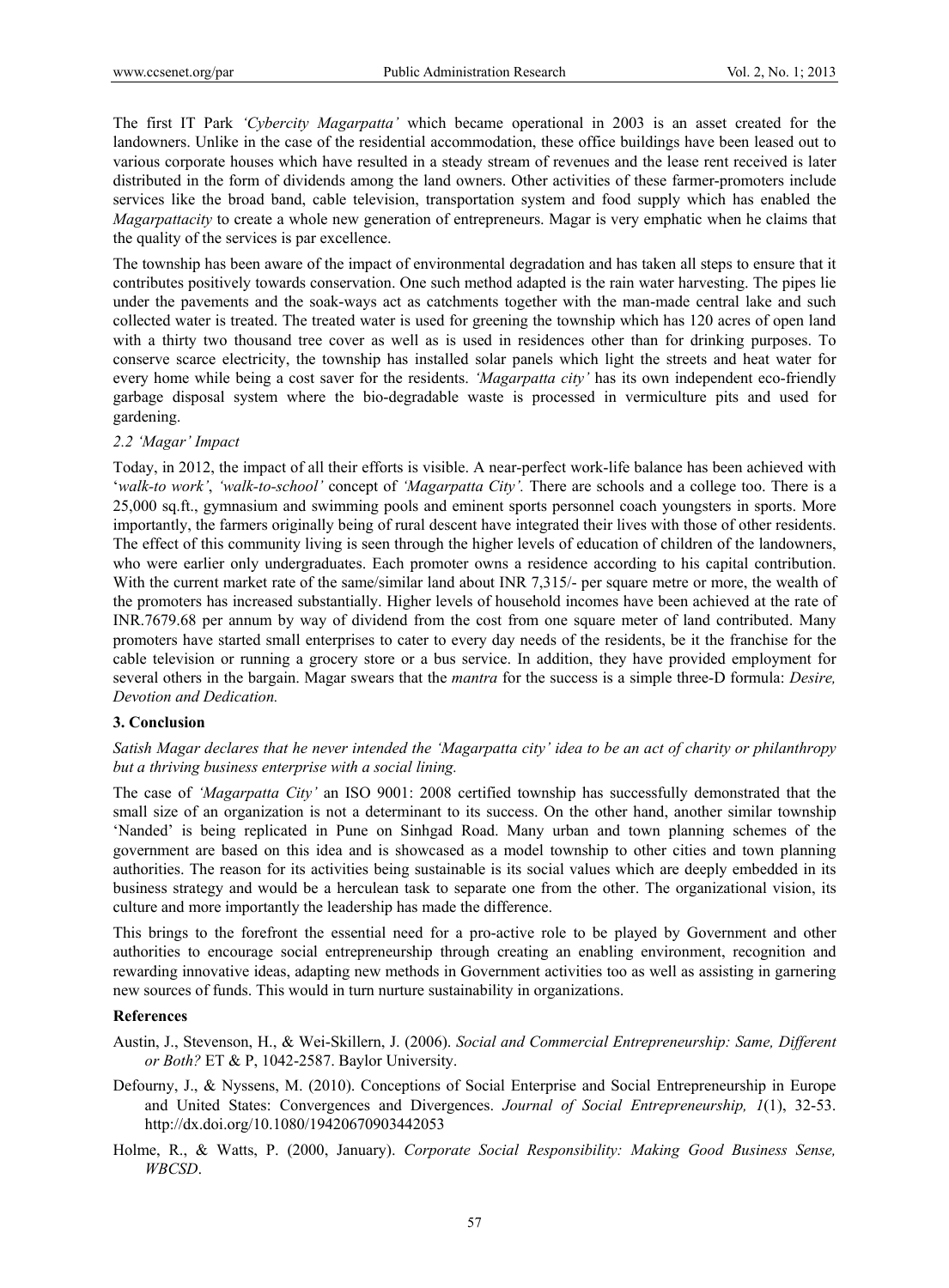The first IT Park *'Cybercity Magarpatta'* which became operational in 2003 is an asset created for the landowners. Unlike in the case of the residential accommodation, these office buildings have been leased out to various corporate houses which have resulted in a steady stream of revenues and the lease rent received is later distributed in the form of dividends among the land owners. Other activities of these farmer-promoters include services like the broad band, cable television, transportation system and food supply which has enabled the *Magarpattacity* to create a whole new generation of entrepreneurs. Magar is very emphatic when he claims that the quality of the services is par excellence.

The township has been aware of the impact of environmental degradation and has taken all steps to ensure that it contributes positively towards conservation. One such method adapted is the rain water harvesting. The pipes lie under the pavements and the soak-ways act as catchments together with the man-made central lake and such collected water is treated. The treated water is used for greening the township which has 120 acres of open land with a thirty two thousand tree cover as well as is used in residences other than for drinking purposes. To conserve scarce electricity, the township has installed solar panels which light the streets and heat water for every home while being a cost saver for the residents. *'Magarpatta city'* has its own independent eco-friendly garbage disposal system where the bio-degradable waste is processed in vermiculture pits and used for gardening.

### *2.2 'Magar' Impact*

Today, in 2012, the impact of all their efforts is visible. A near-perfect work-life balance has been achieved with '*walk-to work'*, *'walk-to-school'* concept of *'Magarpatta City'*. There are schools and a college too. There is a 25,000 sq.ft., gymnasium and swimming pools and eminent sports personnel coach youngsters in sports. More importantly, the farmers originally being of rural descent have integrated their lives with those of other residents. The effect of this community living is seen through the higher levels of education of children of the landowners, who were earlier only undergraduates. Each promoter owns a residence according to his capital contribution. With the current market rate of the same/similar land about INR 7,315/- per square metre or more, the wealth of the promoters has increased substantially. Higher levels of household incomes have been achieved at the rate of INR.7679.68 per annum by way of dividend from the cost from one square meter of land contributed. Many promoters have started small enterprises to cater to every day needs of the residents, be it the franchise for the cable television or running a grocery store or a bus service. In addition, they have provided employment for several others in the bargain. Magar swears that the *mantra* for the success is a simple three-D formula: *Desire, Devotion and Dedication.*

## 3. Conclusion

*Satish Magar declares that he never intended the 'Magarpatta city' idea to be an act of charity or philanthropy but a thriving business enterprise with a social lining.*

The case of *'Magarpatta City'* an ISO 9001: 2008 certified township has successfully demonstrated that the small size of an organization is not a determinant to its success. On the other hand, another similar township 'Nanded' is being replicated in Pune on Sinhgad Road. Many urban and town planning schemes of the government are based on this idea and is showcased as a model township to other cities and town planning authorities. The reason for its activities being sustainable is its social values which are deeply embedded in its business strategy and would be a herculean task to separate one from the other. The organizational vision, its culture and more importantly the leadership has made the difference.

This brings to the forefront the essential need for a pro-active role to be played by Government and other authorities to encourage social entrepreneurship through creating an enabling environment, recognition and rewarding innovative ideas, adapting new methods in Government activities too as well as assisting in garnering new sources of funds. This would in turn nurture sustainability in organizations.

## References

Austin, J., Stevenson, H., & Wei-Skillern, J. (2006). *Social and Commercial Entrepreneurship: Same, Different or Both?* ET & P, 1042-2587. Baylor University.

Defourny, J., & Nyssens, M. (2010). Conceptions of Social Enterprise and Social Entrepreneurship in Europe and United States: Convergences and Divergences. *Journal of Social Entrepreneurship, 1*(1), 32-53. http://dx.doi.org/10.1080/19420670903442053

Holme, R., & Watts, P. (2000, January). *Corporate Social Responsibility: Making Good Business Sense, WBCSD*.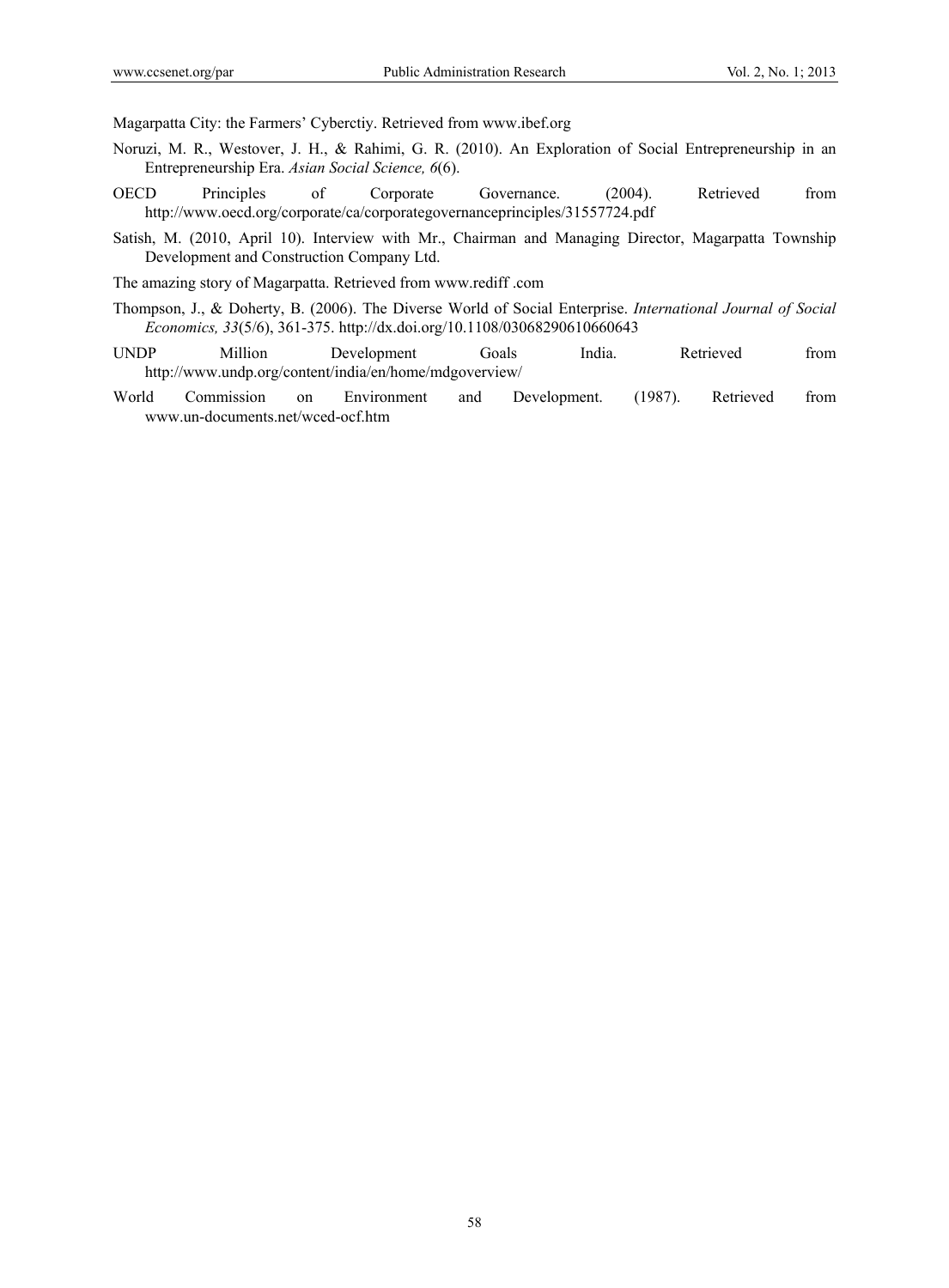Magarpatta City: the Farmers' Cyberctiy. Retrieved from www.ibef.org

Noruzi, M. R., Westover, J. H., & Rahimi, G. R. (2010). An Exploration of Social Entrepreneurship in an Entrepreneurship Era. *Asian Social Science, 6*(6).

OECD Principles of Corporate Governance. (2004). Retrieved from http://www.oecd.org/corporate/ca/corporategovernanceprinciples/31557724.pdf

Satish, M. (2010, April 10). Interview with Mr., Chairman and Managing Director, Magarpatta Township Development and Construction Company Ltd.

The amazing story of Magarpatta. Retrieved from www.rediff .com

Thompson, J., & Doherty, B. (2006). The Diverse World of Social Enterprise. *International Journal of Social Economics, 33*(5/6), 361-375. http://dx.doi.org/10.1108/03068290610660643

UNDP Million Development Goals India. Retrieved from http://www.undp.org/content/india/en/home/mdgoverview/

World Commission on Environment and Development. (1987). Retrieved from www.un-documents.net/wced-ocf.htm